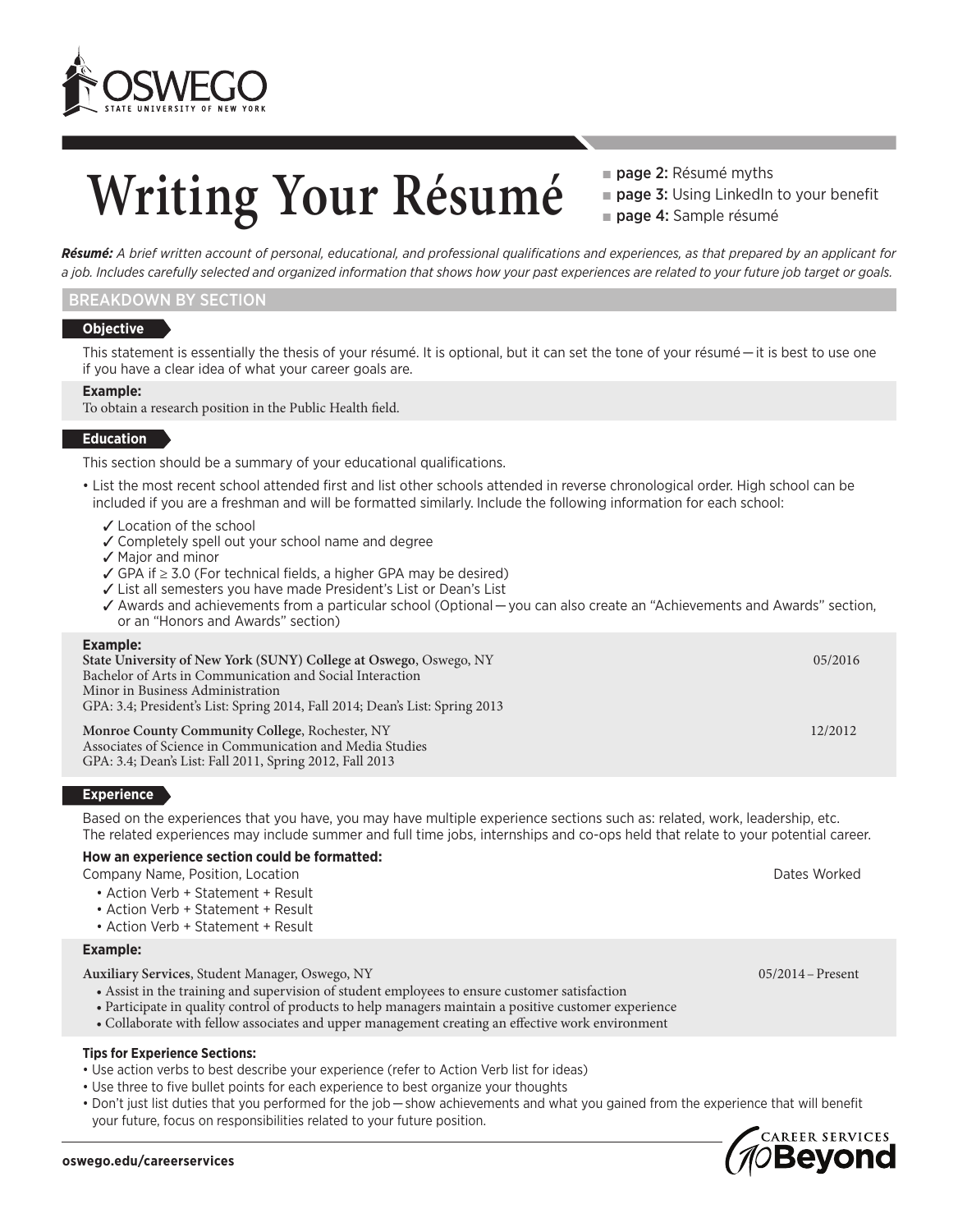# Writing Your Résumé

- **page 2:** Résumé myths
- **page 3:** Using LinkedIn to your benefit
- **page 4:** Sample résumé

***Résumé:*** *A brief written account of personal, educational, and professional qualifications and experiences, as that prepared by an applicant for a job. Includes carefully selected and organized information that shows how your past experiences are related to your future job target or goals.*

## BREAKDOWN BY SECTION

### Objective

This statement is essentially the thesis of your résumé. It is optional, but it can set the tone of your résumé — it is best to use one if you have a clear idea of what your career goals are.

**Example:**
To obtain a research position in the Public Health field.

### Education

This section should be a summary of your educational qualifications.

- List the most recent school attended first and list other schools attended in reverse chronological order. High school can be included if you are a freshman and will be formatted similarly. Include the following information for each school:
  - ✓ Location of the school
  - ✓ Completely spell out your school name and degree
  - ✓ Major and minor
  - ✓ GPA if ≥ 3.0 (For technical fields, a higher GPA may be desired)
  - ✓ List all semesters you have made President's List or Dean's List
  - ✓ Awards and achievements from a particular school (Optional — you can also create an "Achievements and Awards" section, or an "Honors and Awards" section)

**Example:**

**State University of New York (SUNY) College at Oswego**, Oswego, NY — 05/2016
Bachelor of Arts in Communication and Social Interaction
Minor in Business Administration
GPA: 3.4; President's List: Spring 2014, Fall 2014; Dean's List: Spring 2013

**Monroe County Community College**, Rochester, NY — 12/2012
Associates of Science in Communication and Media Studies
GPA: 3.4; Dean's List: Fall 2011, Spring 2012, Fall 2013

### Experience

Based on the experiences that you have, you may have multiple experience sections such as: related, work, leadership, etc. The related experiences may include summer and full time jobs, internships and co-ops held that relate to your potential career.

**How an experience section could be formatted:**

Company Name, Position, Location — Dates Worked

- Action Verb + Statement + Result
- Action Verb + Statement + Result
- Action Verb + Statement + Result

**Example:**

**Auxiliary Services**, Student Manager, Oswego, NY — 05/2014 – Present

- Assist in the training and supervision of student employees to ensure customer satisfaction
- Participate in quality control of products to help managers maintain a positive customer experience
- Collaborate with fellow associates and upper management creating an effective work environment

**Tips for Experience Sections:**

- Use action verbs to best describe your experience (refer to Action Verb list for ideas)
- Use three to five bullet points for each experience to best organize your thoughts
- Don't just list duties that you performed for the job — show achievements and what you gained from the experience that will benefit your future, focus on responsibilities related to your future position.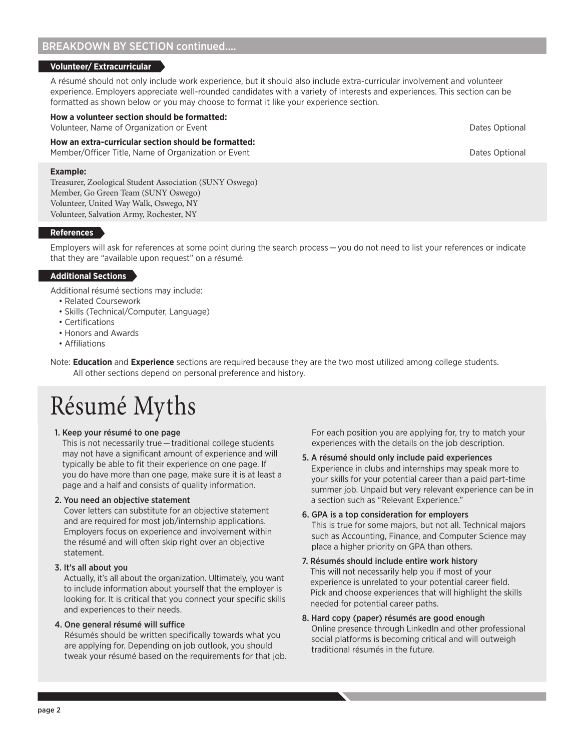## BREAKDOWN BY SECTION continued....

### Volunteer/ Extracurricular

A résumé should not only include work experience, but it should also include extra-curricular involvement and volunteer experience. Employers appreciate well-rounded candidates with a variety of interests and experiences. This section can be formatted as shown below or you may choose to format it like your experience section.

**How a volunteer section should be formatted:**
Volunteer, Name of Organization or Event — Dates Optional

**How an extra-curricular section should be formatted:**
Member/Officer Title, Name of Organization or Event — Dates Optional

**Example:**
Treasurer, Zoological Student Association (SUNY Oswego)
Member, Go Green Team (SUNY Oswego)
Volunteer, United Way Walk, Oswego, NY
Volunteer, Salvation Army, Rochester, NY

### References

Employers will ask for references at some point during the search process — you do not need to list your references or indicate that they are "available upon request" on a résumé.

### Additional Sections

Additional résumé sections may include:

- Related Coursework
- Skills (Technical/Computer, Language)
- Certifications
- Honors and Awards
- Affiliations

Note: **Education** and **Experience** sections are required because they are the two most utilized among college students. All other sections depend on personal preference and history.

# Résumé Myths

1. Keep your résumé to one page
   This is not necessarily true — traditional college students may not have a significant amount of experience and will typically be able to fit their experience on one page. If you do have more than one page, make sure it is at least a page and a half and consists of quality information.

2. You need an objective statement
   Cover letters can substitute for an objective statement and are required for most job/internship applications. Employers focus on experience and involvement within the résumé and will often skip right over an objective statement.

3. It's all about you
   Actually, it's all about the organization. Ultimately, you want to include information about yourself that the employer is looking for. It is critical that you connect your specific skills and experiences to their needs.

4. One general résumé will suffice
   Résumés should be written specifically towards what you are applying for. Depending on job outlook, you should tweak your résumé based on the requirements for that job. For each position you are applying for, try to match your experiences with the details on the job description.

5. A résumé should only include paid experiences
   Experience in clubs and internships may speak more to your skills for your potential career than a paid part-time summer job. Unpaid but very relevant experience can be in a section such as "Relevant Experience."

6. GPA is a top consideration for employers
   This is true for some majors, but not all. Technical majors such as Accounting, Finance, and Computer Science may place a higher priority on GPA than others.

7. Résumés should include entire work history
   This will not necessarily help you if most of your experience is unrelated to your potential career field. Pick and choose experiences that will highlight the skills needed for potential career paths.

8. Hard copy (paper) résumés are good enough
   Online presence through LinkedIn and other professional social platforms is becoming critical and will outweigh traditional résumés in the future.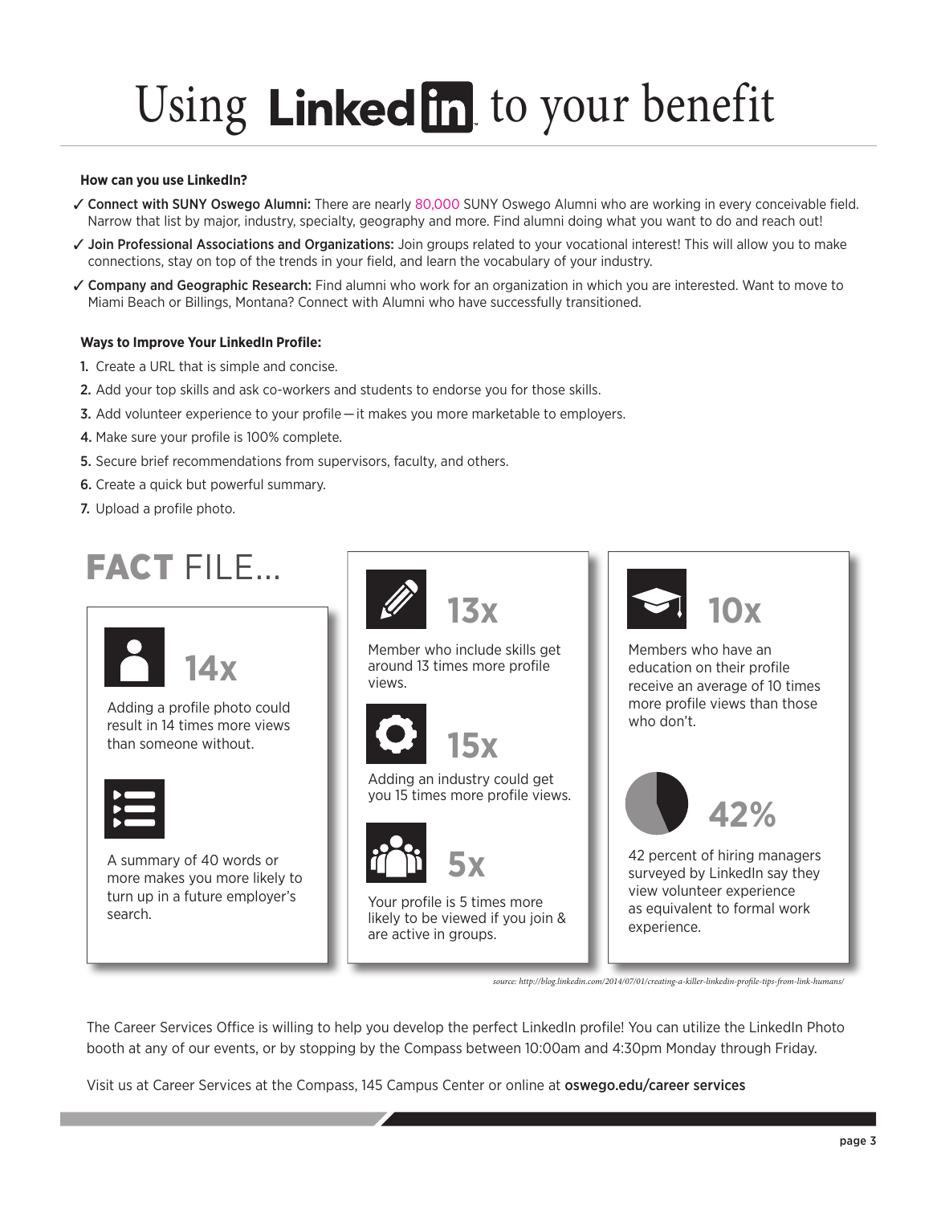# Using LinkedIn to your benefit

**How can you use LinkedIn?**

- ✓ **Connect with SUNY Oswego Alumni:** There are nearly 80,000 SUNY Oswego Alumni who are working in every conceivable field. Narrow that list by major, industry, specialty, geography and more. Find alumni doing what you want to do and reach out!
- ✓ **Join Professional Associations and Organizations:** Join groups related to your vocational interest! This will allow you to make connections, stay on top of the trends in your field, and learn the vocabulary of your industry.
- ✓ **Company and Geographic Research:** Find alumni who work for an organization in which you are interested. Want to move to Miami Beach or Billings, Montana? Connect with Alumni who have successfully transitioned.

**Ways to Improve Your LinkedIn Profile:**

1. Create a URL that is simple and concise.
2. Add your top skills and ask co-workers and students to endorse you for those skills.
3. Add volunteer experience to your profile — it makes you more marketable to employers.
4. Make sure your profile is 100% complete.
5. Secure brief recommendations from supervisors, faculty, and others.
6. Create a quick but powerful summary.
7. Upload a profile photo.

## FACT FILE...

**14x**

Adding a profile photo could result in 14 times more views than someone without.

A summary of 40 words or more makes you more likely to turn up in a future employer's search.

**13x**

Member who include skills get around 13 times more profile views.

**15x**

Adding an industry could get you 15 times more profile views.

**5x**

Your profile is 5 times more likely to be viewed if you join & are active in groups.

**10x**

Members who have an education on their profile receive an average of 10 times more profile views than those who don't.

**42%**

42 percent of hiring managers surveyed by LinkedIn say they view volunteer experience as equivalent to formal work experience.

*source: http://blog.linkedin.com/2014/07/01/creating-a-killer-linkedin-profile-tips-from-link-humans/*

The Career Services Office is willing to help you develop the perfect LinkedIn profile! You can utilize the LinkedIn Photo booth at any of our events, or by stopping by the Compass between 10:00am and 4:30pm Monday through Friday.

Visit us at Career Services at the Compass, 145 Campus Center or online at **oswego.edu/career services**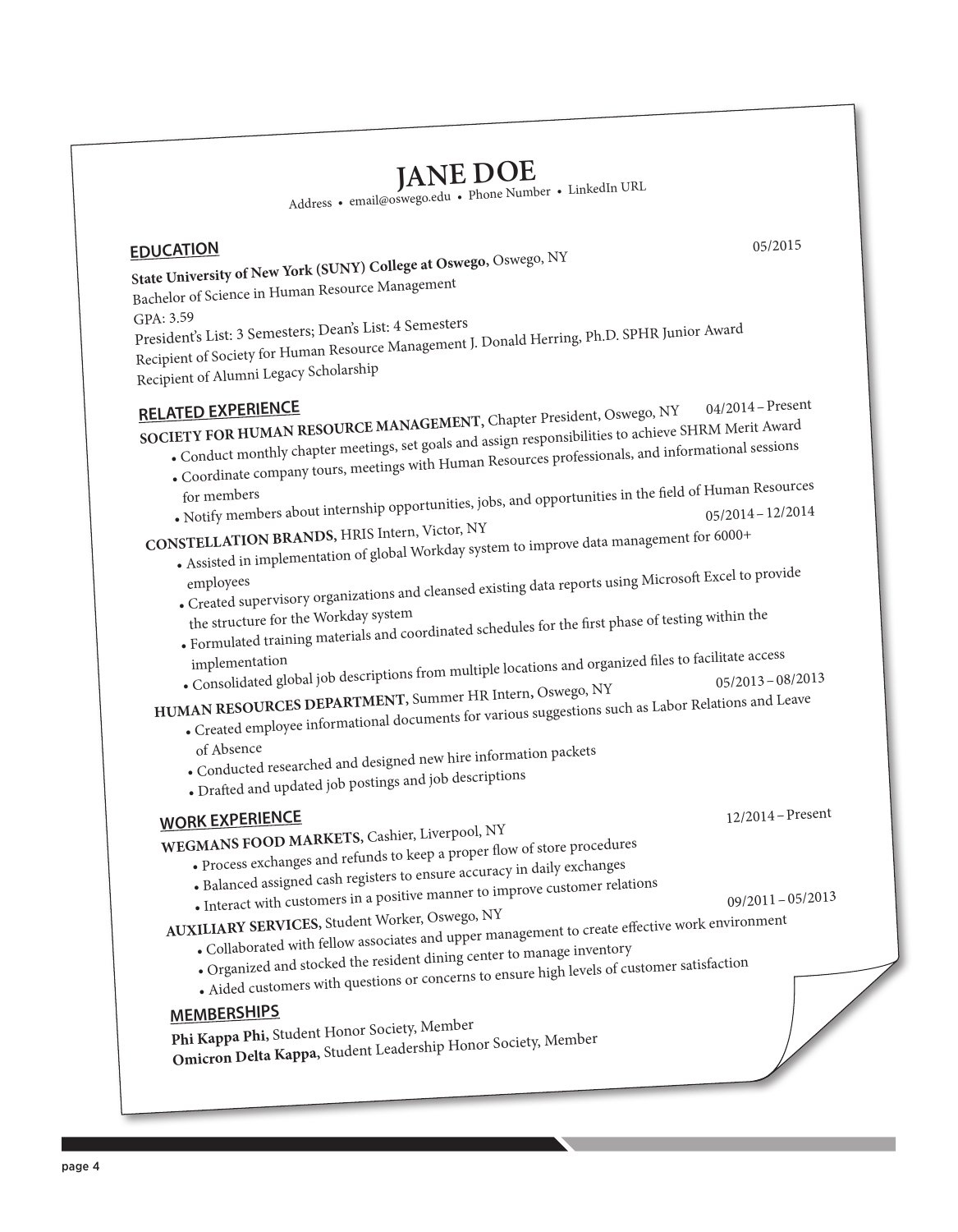# JANE DOE

Address • email@oswego.edu • Phone Number • LinkedIn URL

## EDUCATION

**State University of New York (SUNY) College at Oswego,** Oswego, NY — 05/2015

Bachelor of Science in Human Resource Management

GPA: 3.59

President's List: 3 Semesters; Dean's List: 4 Semesters

Recipient of Society for Human Resource Management J. Donald Herring, Ph.D. SPHR Junior Award

Recipient of Alumni Legacy Scholarship

## RELATED EXPERIENCE

**SOCIETY FOR HUMAN RESOURCE MANAGEMENT,** Chapter President, Oswego, NY — 04/2014 – Present

- Conduct monthly chapter meetings, set goals and assign responsibilities to achieve SHRM Merit Award
- Coordinate company tours, meetings with Human Resources professionals, and informational sessions for members
- Notify members about internship opportunities, jobs, and opportunities in the field of Human Resources

**CONSTELLATION BRANDS,** HRIS Intern, Victor, NY — 05/2014 – 12/2014

- Assisted in implementation of global Workday system to improve data management for 6000+ employees
- Created supervisory organizations and cleansed existing data reports using Microsoft Excel to provide the structure for the Workday system
- Formulated training materials and coordinated schedules for the first phase of testing within the implementation
- Consolidated global job descriptions from multiple locations and organized files to facilitate access

**HUMAN RESOURCES DEPARTMENT,** Summer HR Intern, Oswego, NY — 05/2013 – 08/2013

- Created employee informational documents for various suggestions such as Labor Relations and Leave of Absence
- Conducted researched and designed new hire information packets
- Drafted and updated job postings and job descriptions

## WORK EXPERIENCE

**WEGMANS FOOD MARKETS,** Cashier, Liverpool, NY — 12/2014 – Present

- Process exchanges and refunds to keep a proper flow of store procedures
- Balanced assigned cash registers to ensure accuracy in daily exchanges
- Interact with customers in a positive manner to improve customer relations

**AUXILIARY SERVICES,** Student Worker, Oswego, NY — 09/2011 – 05/2013

- Collaborated with fellow associates and upper management to create effective work environment
- Organized and stocked the resident dining center to manage inventory
- Aided customers with questions or concerns to ensure high levels of customer satisfaction

## MEMBERSHIPS

**Phi Kappa Phi,** Student Honor Society, Member

**Omicron Delta Kappa,** Student Leadership Honor Society, Member